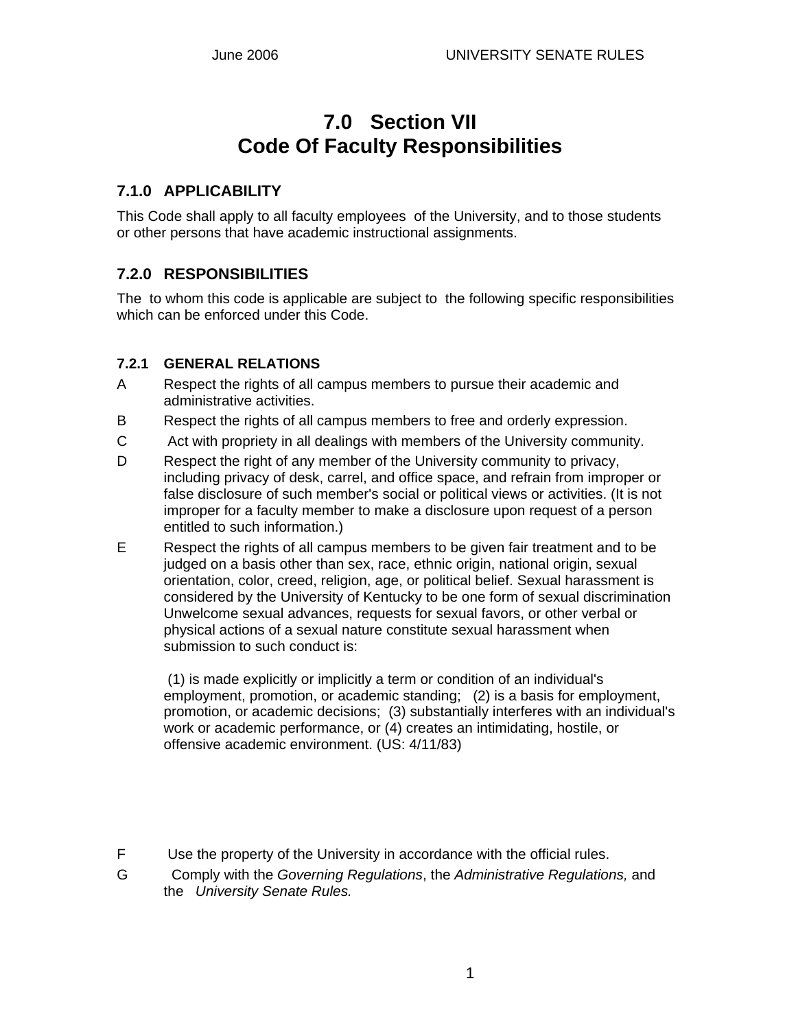# 7.0 Section VII
# Code Of Faculty Responsibilities

## 7.1.0 APPLICABILITY

This Code shall apply to all faculty employees of the University, and to those students or other persons that have academic instructional assignments.

## 7.2.0 RESPONSIBILITIES

The to whom this code is applicable are subject to the following specific responsibilities which can be enforced under this Code.

### 7.2.1 GENERAL RELATIONS

A Respect the rights of all campus members to pursue their academic and administrative activities.

B Respect the rights of all campus members to free and orderly expression.

C Act with propriety in all dealings with members of the University community.

D Respect the right of any member of the University community to privacy, including privacy of desk, carrel, and office space, and refrain from improper or false disclosure of such member's social or political views or activities. (It is not improper for a faculty member to make a disclosure upon request of a person entitled to such information.)

E Respect the rights of all campus members to be given fair treatment and to be judged on a basis other than sex, race, ethnic origin, national origin, sexual orientation, color, creed, religion, age, or political belief. Sexual harassment is considered by the University of Kentucky to be one form of sexual discrimination Unwelcome sexual advances, requests for sexual favors, or other verbal or physical actions of a sexual nature constitute sexual harassment when submission to such conduct is:

(1) is made explicitly or implicitly a term or condition of an individual's employment, promotion, or academic standing; (2) is a basis for employment, promotion, or academic decisions; (3) substantially interferes with an individual's work or academic performance, or (4) creates an intimidating, hostile, or offensive academic environment. (US: 4/11/83)

F Use the property of the University in accordance with the official rules.

G Comply with the *Governing Regulations*, the *Administrative Regulations,* and the *University Senate Rules.*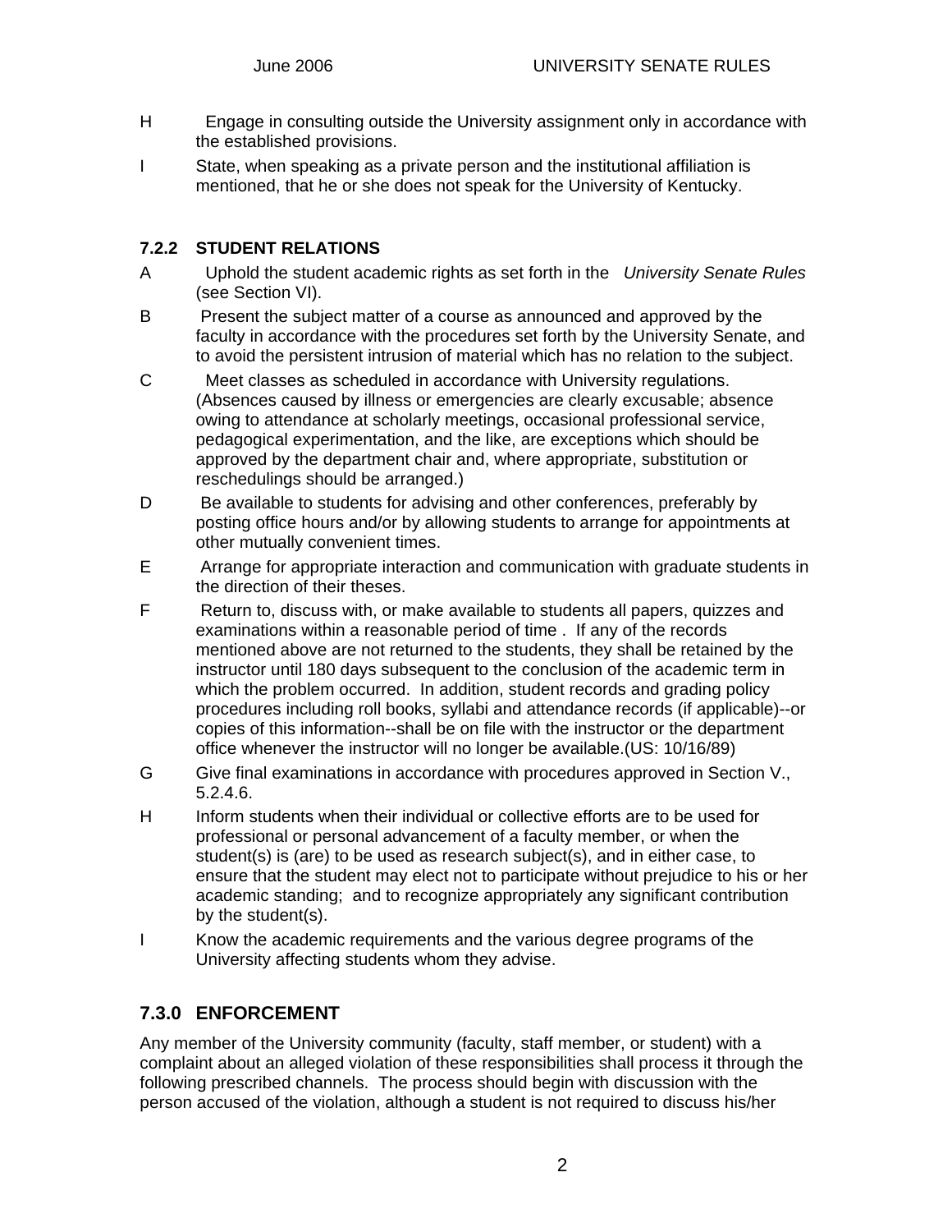H Engage in consulting outside the University assignment only in accordance with the established provisions.

I State, when speaking as a private person and the institutional affiliation is mentioned, that he or she does not speak for the University of Kentucky.

### 7.2.2 STUDENT RELATIONS

A Uphold the student academic rights as set forth in the *University Senate Rules* (see Section VI).

B Present the subject matter of a course as announced and approved by the faculty in accordance with the procedures set forth by the University Senate, and to avoid the persistent intrusion of material which has no relation to the subject.

C Meet classes as scheduled in accordance with University regulations. (Absences caused by illness or emergencies are clearly excusable; absence owing to attendance at scholarly meetings, occasional professional service, pedagogical experimentation, and the like, are exceptions which should be approved by the department chair and, where appropriate, substitution or reschedulings should be arranged.)

D Be available to students for advising and other conferences, preferably by posting office hours and/or by allowing students to arrange for appointments at other mutually convenient times.

E Arrange for appropriate interaction and communication with graduate students in the direction of their theses.

F Return to, discuss with, or make available to students all papers, quizzes and examinations within a reasonable period of time . If any of the records mentioned above are not returned to the students, they shall be retained by the instructor until 180 days subsequent to the conclusion of the academic term in which the problem occurred. In addition, student records and grading policy procedures including roll books, syllabi and attendance records (if applicable)--or copies of this information--shall be on file with the instructor or the department office whenever the instructor will no longer be available.(US: 10/16/89)

G Give final examinations in accordance with procedures approved in Section V., 5.2.4.6.

H Inform students when their individual or collective efforts are to be used for professional or personal advancement of a faculty member, or when the student(s) is (are) to be used as research subject(s), and in either case, to ensure that the student may elect not to participate without prejudice to his or her academic standing; and to recognize appropriately any significant contribution by the student(s).

I Know the academic requirements and the various degree programs of the University affecting students whom they advise.

## 7.3.0 ENFORCEMENT

Any member of the University community (faculty, staff member, or student) with a complaint about an alleged violation of these responsibilities shall process it through the following prescribed channels. The process should begin with discussion with the person accused of the violation, although a student is not required to discuss his/her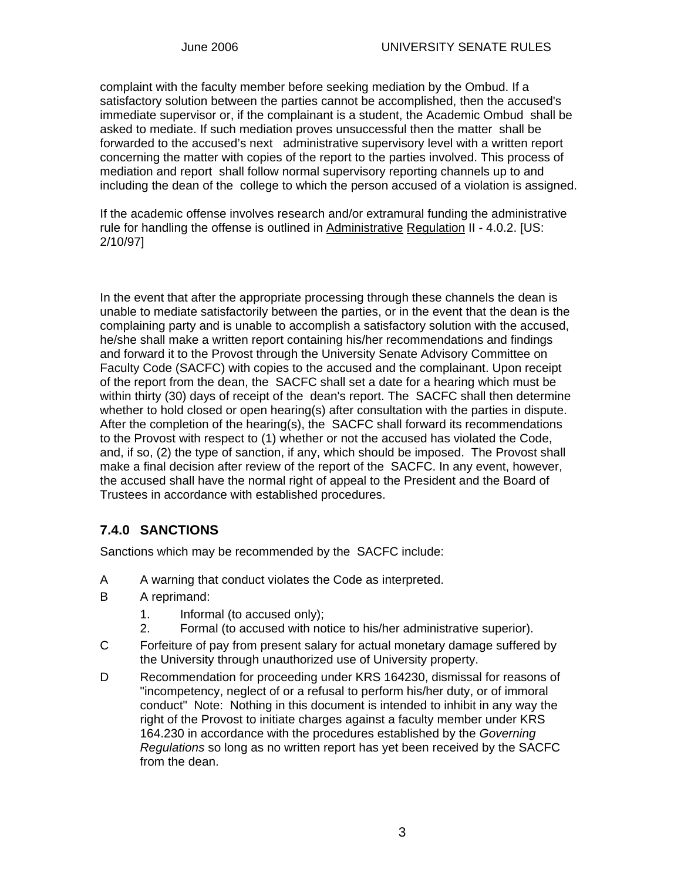complaint with the faculty member before seeking mediation by the Ombud. If a satisfactory solution between the parties cannot be accomplished, then the accused's immediate supervisor or, if the complainant is a student, the Academic Ombud shall be asked to mediate. If such mediation proves unsuccessful then the matter shall be forwarded to the accused's next administrative supervisory level with a written report concerning the matter with copies of the report to the parties involved. This process of mediation and report shall follow normal supervisory reporting channels up to and including the dean of the college to which the person accused of a violation is assigned.

If the academic offense involves research and/or extramural funding the administrative rule for handling the offense is outlined in Administrative Regulation II - 4.0.2. [US: 2/10/97]

In the event that after the appropriate processing through these channels the dean is unable to mediate satisfactorily between the parties, or in the event that the dean is the complaining party and is unable to accomplish a satisfactory solution with the accused, he/she shall make a written report containing his/her recommendations and findings and forward it to the Provost through the University Senate Advisory Committee on Faculty Code (SACFC) with copies to the accused and the complainant. Upon receipt of the report from the dean, the SACFC shall set a date for a hearing which must be within thirty (30) days of receipt of the dean's report. The SACFC shall then determine whether to hold closed or open hearing(s) after consultation with the parties in dispute. After the completion of the hearing(s), the SACFC shall forward its recommendations to the Provost with respect to (1) whether or not the accused has violated the Code, and, if so, (2) the type of sanction, if any, which should be imposed. The Provost shall make a final decision after review of the report of the SACFC. In any event, however, the accused shall have the normal right of appeal to the President and the Board of Trustees in accordance with established procedures.

## 7.4.0 SANCTIONS

Sanctions which may be recommended by the SACFC include:

A  A warning that conduct violates the Code as interpreted.

B  A reprimand:
   1. Informal (to accused only);
   2. Formal (to accused with notice to his/her administrative superior).

C  Forfeiture of pay from present salary for actual monetary damage suffered by the University through unauthorized use of University property.

D  Recommendation for proceeding under KRS 164230, dismissal for reasons of "incompetency, neglect of or a refusal to perform his/her duty, or of immoral conduct" Note: Nothing in this document is intended to inhibit in any way the right of the Provost to initiate charges against a faculty member under KRS 164.230 in accordance with the procedures established by the *Governing Regulations* so long as no written report has yet been received by the SACFC from the dean.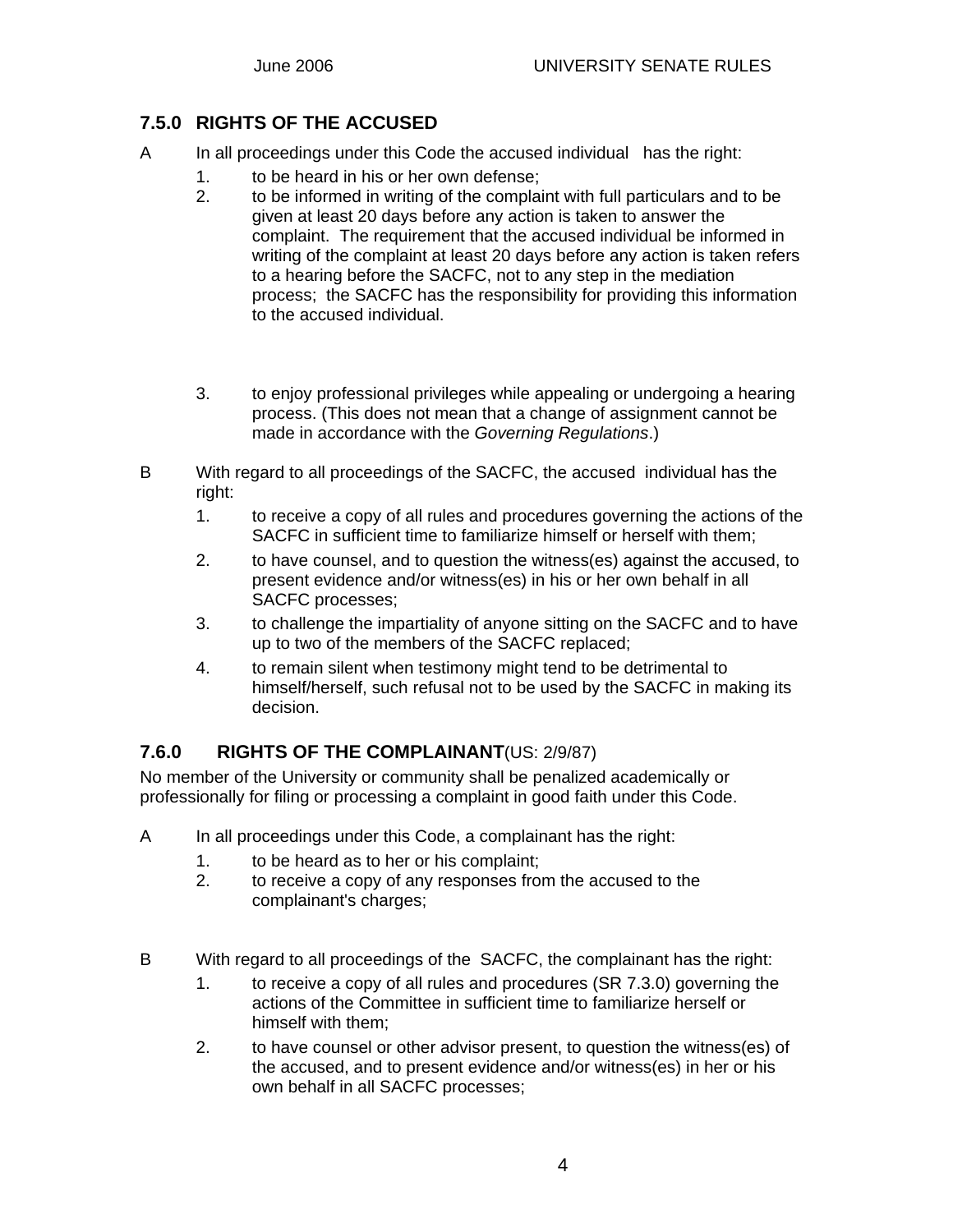### 7.5.0 RIGHTS OF THE ACCUSED

A In all proceedings under this Code the accused individual has the right:

1. to be heard in his or her own defense;
2. to be informed in writing of the complaint with full particulars and to be given at least 20 days before any action is taken to answer the complaint. The requirement that the accused individual be informed in writing of the complaint at least 20 days before any action is taken refers to a hearing before the SACFC, not to any step in the mediation process; the SACFC has the responsibility for providing this information to the accused individual.
3. to enjoy professional privileges while appealing or undergoing a hearing process. (This does not mean that a change of assignment cannot be made in accordance with the *Governing Regulations*.)

B With regard to all proceedings of the SACFC, the accused individual has the right:

1. to receive a copy of all rules and procedures governing the actions of the SACFC in sufficient time to familiarize himself or herself with them;
2. to have counsel, and to question the witness(es) against the accused, to present evidence and/or witness(es) in his or her own behalf in all SACFC processes;
3. to challenge the impartiality of anyone sitting on the SACFC and to have up to two of the members of the SACFC replaced;
4. to remain silent when testimony might tend to be detrimental to himself/herself, such refusal not to be used by the SACFC in making its decision.

### 7.6.0 RIGHTS OF THE COMPLAINANT (US: 2/9/87)

No member of the University or community shall be penalized academically or professionally for filing or processing a complaint in good faith under this Code.

A In all proceedings under this Code, a complainant has the right:

1. to be heard as to her or his complaint;
2. to receive a copy of any responses from the accused to the complainant's charges;

B With regard to all proceedings of the SACFC, the complainant has the right:

1. to receive a copy of all rules and procedures (SR 7.3.0) governing the actions of the Committee in sufficient time to familiarize herself or himself with them;
2. to have counsel or other advisor present, to question the witness(es) of the accused, and to present evidence and/or witness(es) in her or his own behalf in all SACFC processes;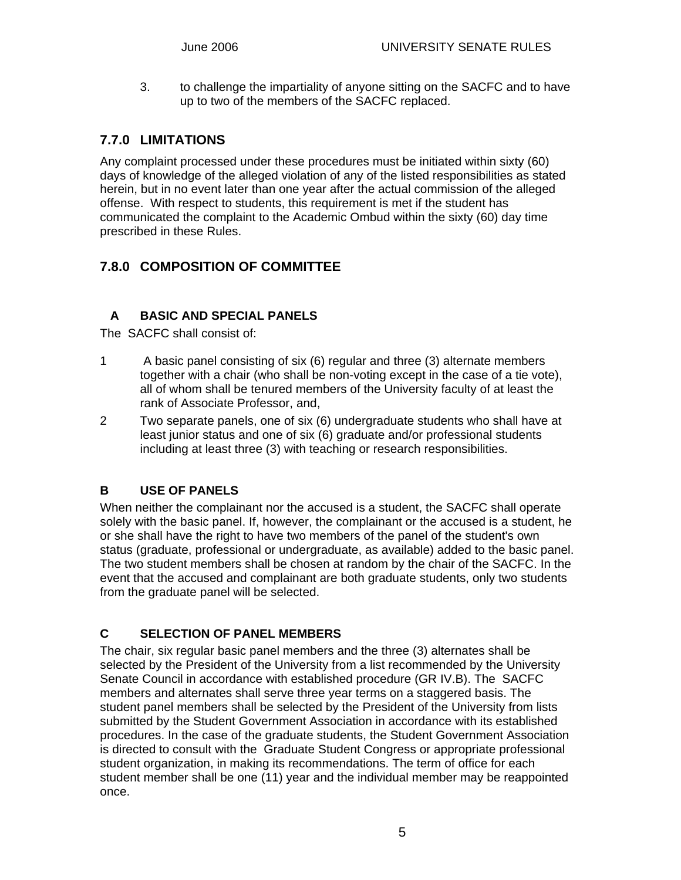3. to challenge the impartiality of anyone sitting on the SACFC and to have up to two of the members of the SACFC replaced.

## 7.7.0 LIMITATIONS

Any complaint processed under these procedures must be initiated within sixty (60) days of knowledge of the alleged violation of any of the listed responsibilities as stated herein, but in no event later than one year after the actual commission of the alleged offense. With respect to students, this requirement is met if the student has communicated the complaint to the Academic Ombud within the sixty (60) day time prescribed in these Rules.

## 7.8.0 COMPOSITION OF COMMITTEE

### A BASIC AND SPECIAL PANELS

The SACFC shall consist of:

1 A basic panel consisting of six (6) regular and three (3) alternate members together with a chair (who shall be non-voting except in the case of a tie vote), all of whom shall be tenured members of the University faculty of at least the rank of Associate Professor, and,

2 Two separate panels, one of six (6) undergraduate students who shall have at least junior status and one of six (6) graduate and/or professional students including at least three (3) with teaching or research responsibilities.

### B USE OF PANELS

When neither the complainant nor the accused is a student, the SACFC shall operate solely with the basic panel. If, however, the complainant or the accused is a student, he or she shall have the right to have two members of the panel of the student's own status (graduate, professional or undergraduate, as available) added to the basic panel. The two student members shall be chosen at random by the chair of the SACFC. In the event that the accused and complainant are both graduate students, only two students from the graduate panel will be selected.

### C SELECTION OF PANEL MEMBERS

The chair, six regular basic panel members and the three (3) alternates shall be selected by the President of the University from a list recommended by the University Senate Council in accordance with established procedure (GR IV.B). The SACFC members and alternates shall serve three year terms on a staggered basis. The student panel members shall be selected by the President of the University from lists submitted by the Student Government Association in accordance with its established procedures. In the case of the graduate students, the Student Government Association is directed to consult with the Graduate Student Congress or appropriate professional student organization, in making its recommendations. The term of office for each student member shall be one (11) year and the individual member may be reappointed once.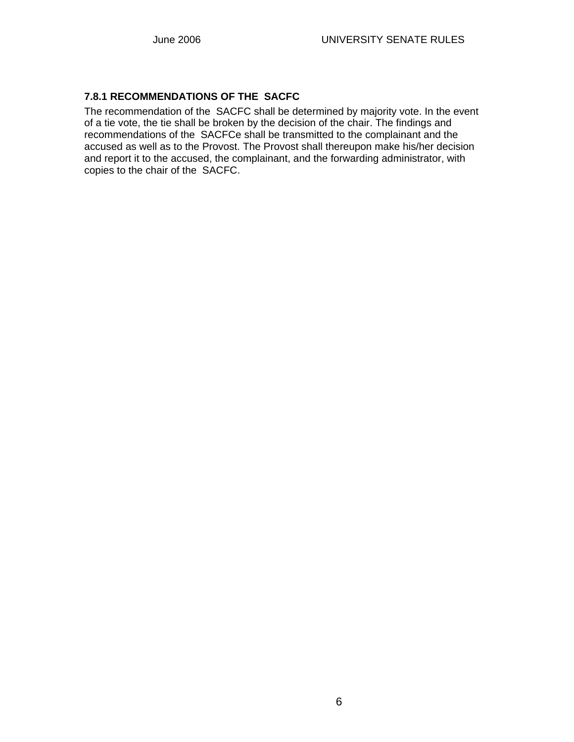### 7.8.1 RECOMMENDATIONS OF THE SACFC

The recommendation of the SACFC shall be determined by majority vote. In the event of a tie vote, the tie shall be broken by the decision of the chair. The findings and recommendations of the SACFCe shall be transmitted to the complainant and the accused as well as to the Provost. The Provost shall thereupon make his/her decision and report it to the accused, the complainant, and the forwarding administrator, with copies to the chair of the SACFC.